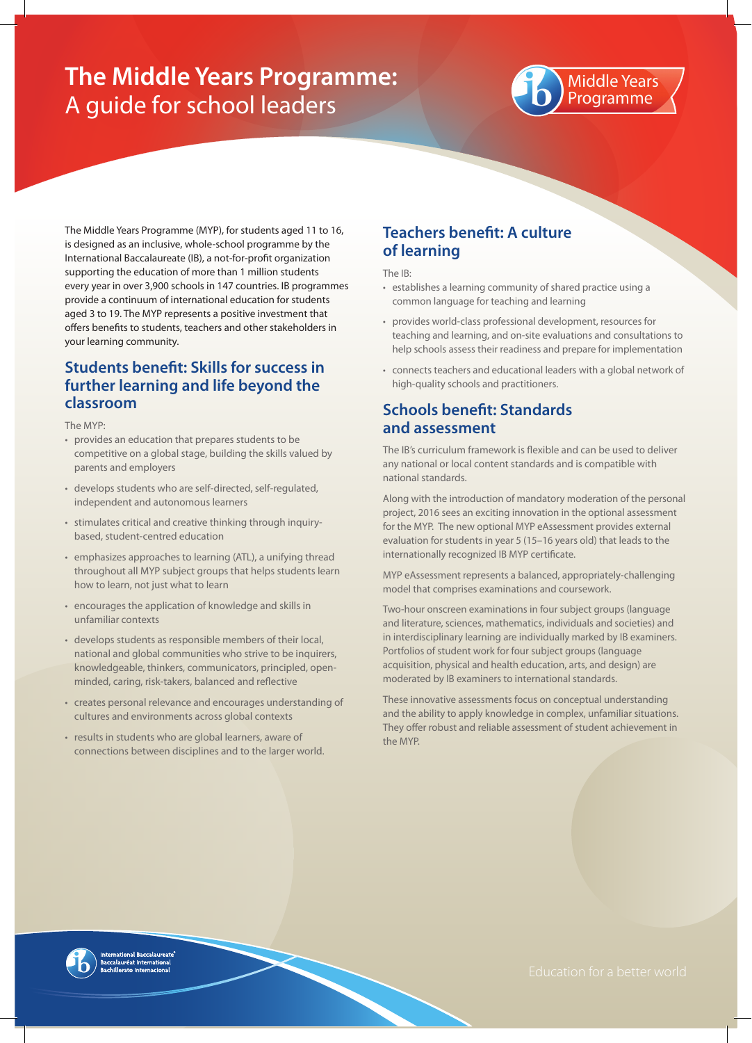# The Middle Years Programme: A guide for school leaders

The Middle Years Programme (MYP), for students aged 11 to 16, is designed as an inclusive, whole-school programme by the International Baccalaureate (IB), a not-for-profit organization supporting the education of more than 1 million students every year in over 3,900 schools in 147 countries. IB programmes provide a continuum of international education for students aged 3 to 19. The MYP represents a positive investment that offers benefits to students, teachers and other stakeholders in your learning community.

## Students benefit: Skills for success in further learning and life beyond the classroom

The MYP:

- provides an education that prepares students to be competitive on a global stage, building the skills valued by parents and employers
- develops students who are self-directed, self-regulated, independent and autonomous learners
- stimulates critical and creative thinking through inquiry-based, student-centred education
- emphasizes approaches to learning (ATL), a unifying thread throughout all MYP subject groups that helps students learn how to learn, not just what to learn
- encourages the application of knowledge and skills in unfamiliar contexts
- develops students as responsible members of their local, national and global communities who strive to be inquirers, knowledgeable, thinkers, communicators, principled, open-minded, caring, risk-takers, balanced and reflective
- creates personal relevance and encourages understanding of cultures and environments across global contexts
- results in students who are global learners, aware of connections between disciplines and to the larger world.

## Teachers benefit: A culture of learning

The IB:

- establishes a learning community of shared practice using a common language for teaching and learning
- provides world-class professional development, resources for teaching and learning, and on-site evaluations and consultations to help schools assess their readiness and prepare for implementation
- connects teachers and educational leaders with a global network of high-quality schools and practitioners.

## Schools benefit: Standards and assessment

The IB's curriculum framework is flexible and can be used to deliver any national or local content standards and is compatible with national standards.

Along with the introduction of mandatory moderation of the personal project, 2016 sees an exciting innovation in the optional assessment for the MYP. The new optional MYP eAssessment provides external evaluation for students in year 5 (15–16 years old) that leads to the internationally recognized IB MYP certificate.

MYP eAssessment represents a balanced, appropriately-challenging model that comprises examinations and coursework.

Two-hour onscreen examinations in four subject groups (language and literature, sciences, mathematics, individuals and societies) and in interdisciplinary learning are individually marked by IB examiners. Portfolios of student work for four subject groups (language acquisition, physical and health education, arts, and design) are moderated by IB examiners to international standards.

These innovative assessments focus on conceptual understanding and the ability to apply knowledge in complex, unfamiliar situations. They offer robust and reliable assessment of student achievement in the MYP.

Education for a better world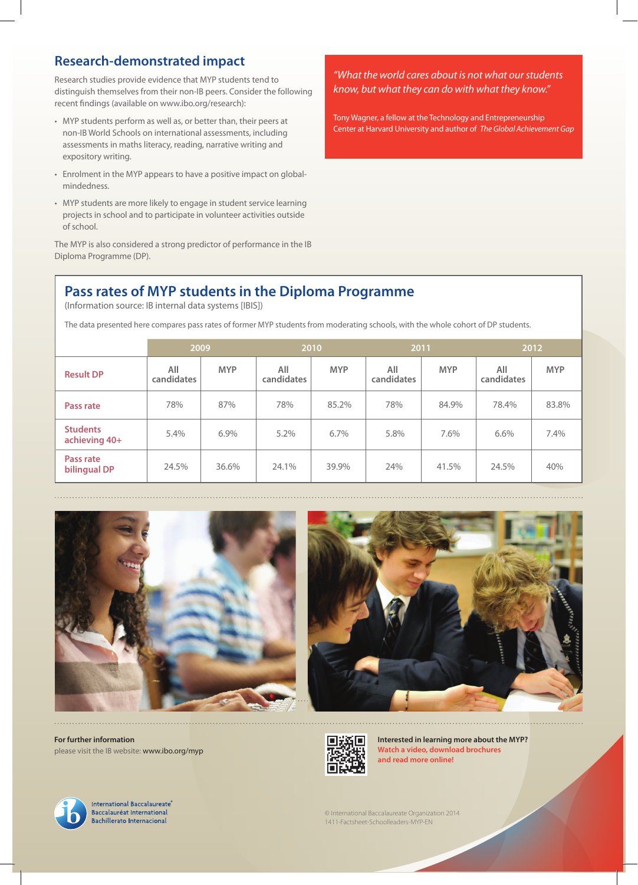## Research-demonstrated impact

Research studies provide evidence that MYP students tend to distinguish themselves from their non-IB peers. Consider the following recent findings (available on www.ibo.org/research):

- MYP students perform as well as, or better than, their peers at non-IB World Schools on international assessments, including assessments in maths literacy, reading, narrative writing and expository writing.
- Enrolment in the MYP appears to have a positive impact on global-mindedness.
- MYP students are more likely to engage in student service learning projects in school and to participate in volunteer activities outside of school.

The MYP is also considered a strong predictor of performance in the IB Diploma Programme (DP).

*"What the world cares about is not what our students know, but what they can do with what they know."*

Tony Wagner, a fellow at the Technology and Entrepreneurship Center at Harvard University and author of *The Global Achievement Gap*

## Pass rates of MYP students in the Diploma Programme

(Information source: IB internal data systems [IBIS])

The data presented here compares pass rates of former MYP students from moderating schools, with the whole cohort of DP students.

| | 2009 | | 2010 | | 2011 | | 2012 | |
|---|---|---|---|---|---|---|---|---|
| **Result DP** | All candidates | MYP | All candidates | MYP | All candidates | MYP | All candidates | MYP |
| **Pass rate** | 78% | 87% | 78% | 85.2% | 78% | 84.9% | 78.4% | 83.8% |
| **Students achieving 40+** | 5.4% | 6.9% | 5.2% | 6.7% | 5.8% | 7.6% | 6.6% | 7.4% |
| **Pass rate bilingual DP** | 24.5% | 36.6% | 24.1% | 39.9% | 24% | 41.5% | 24.5% | 40% |

**For further information**
please visit the IB website: www.ibo.org/myp

**Interested in learning more about the MYP?**
**Watch a video, download brochures and read more online!**

International Baccalaureate®
Baccalauréat International
Bachillerato Internacional

© International Baccalaureate Organization 2014
1411-Factsheet-Schoolleaders-MYP-EN